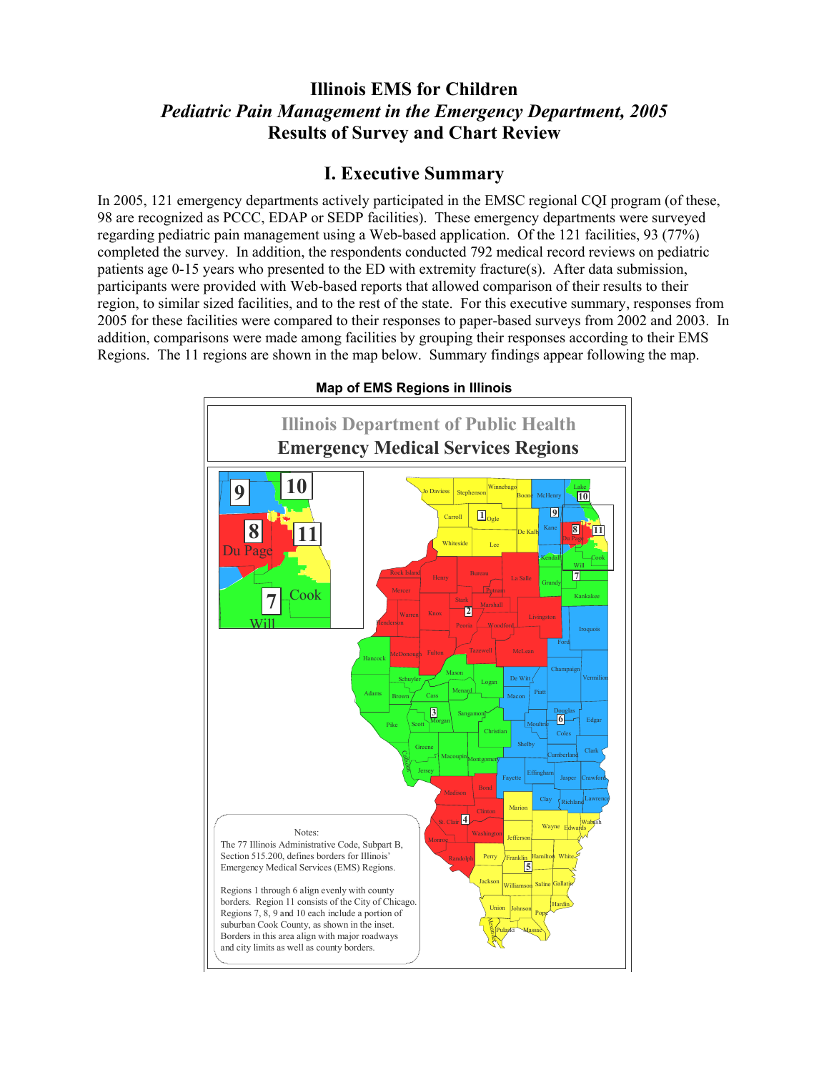# Illinois EMS for Children

## *Pediatric Pain Management in the Emergency Department, 2005*

## Results of Survey and Chart Review

## I. Executive Summary

In 2005, 121 emergency departments actively participated in the EMSC regional CQI program (of these, 98 are recognized as PCCC, EDAP or SEDP facilities). These emergency departments were surveyed regarding pediatric pain management using a Web-based application. Of the 121 facilities, 93 (77%) completed the survey. In addition, the respondents conducted 792 medical record reviews on pediatric patients age 0-15 years who presented to the ED with extremity fracture(s). After data submission, participants were provided with Web-based reports that allowed comparison of their results to their region, to similar sized facilities, and to the rest of the state. For this executive summary, responses from 2005 for these facilities were compared to their responses to paper-based surveys from 2002 and 2003. In addition, comparisons were made among facilities by grouping their responses according to their EMS Regions. The 11 regions are shown in the map below. Summary findings appear following the map.

**Map of EMS Regions in Illinois**

Illinois Department of Public Health

Emergency Medical Services Regions

Notes:
The 77 Illinois Administrative Code, Subpart B, Section 515.200, defines borders for Illinois' Emergency Medical Services (EMS) Regions.

Regions 1 through 6 align evenly with county borders. Region 11 consists of the City of Chicago. Regions 7, 8, 9 and 10 each include a portion of suburban Cook County, as shown in the inset. Borders in this area align with major roadways and city limits as well as county borders.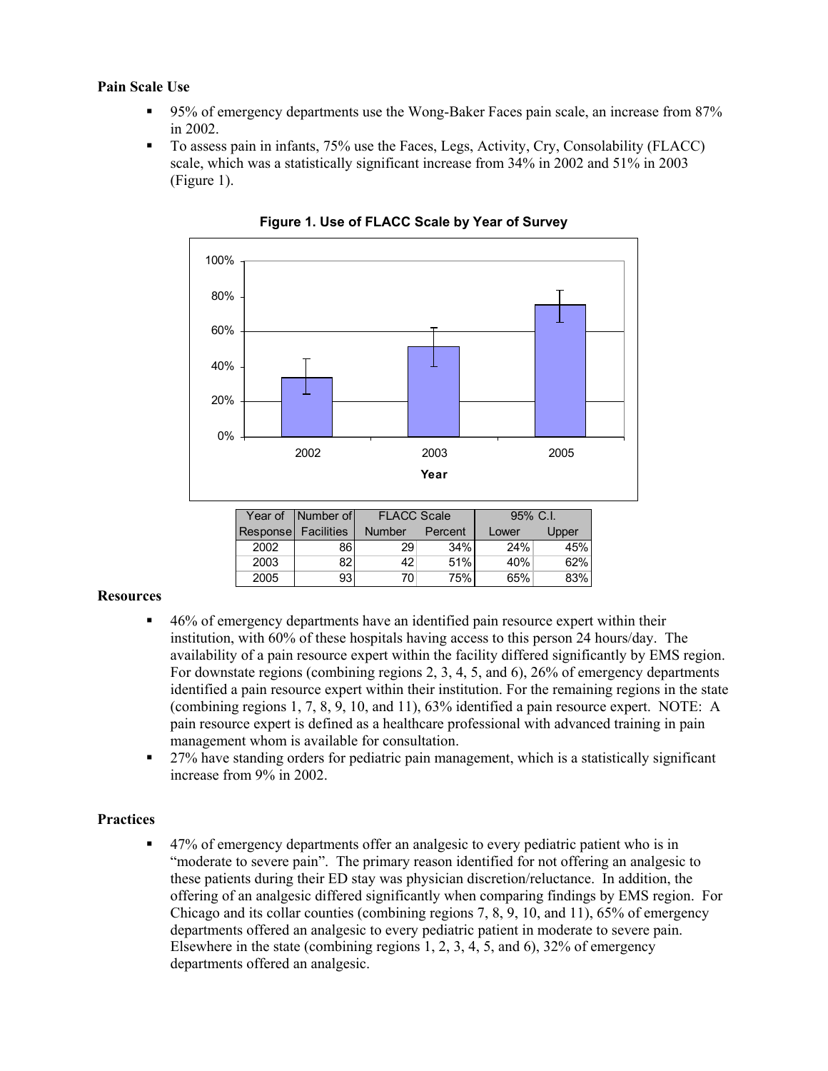**Pain Scale Use**

- 95% of emergency departments use the Wong-Baker Faces pain scale, an increase from 87% in 2002.
- To assess pain in infants, 75% use the Faces, Legs, Activity, Cry, Consolability (FLACC) scale, which was a statistically significant increase from 34% in 2002 and 51% in 2003 (Figure 1).

**Figure 1. Use of FLACC Scale by Year of Survey**

| Year of Response | Number of Facilities | FLACC Scale | | 95% C.I. | |
|---|---|---|---|---|---|
| | | Number | Percent | Lower | Upper |
| 2002 | 86 | 29 | 34% | 24% | 45% |
| 2003 | 82 | 42 | 51% | 40% | 62% |
| 2005 | 93 | 70 | 75% | 65% | 83% |

**Resources**

- 46% of emergency departments have an identified pain resource expert within their institution, with 60% of these hospitals having access to this person 24 hours/day. The availability of a pain resource expert within the facility differed significantly by EMS region. For downstate regions (combining regions 2, 3, 4, 5, and 6), 26% of emergency departments identified a pain resource expert within their institution. For the remaining regions in the state (combining regions 1, 7, 8, 9, 10, and 11), 63% identified a pain resource expert. NOTE: A pain resource expert is defined as a healthcare professional with advanced training in pain management whom is available for consultation.
- 27% have standing orders for pediatric pain management, which is a statistically significant increase from 9% in 2002.

**Practices**

- 47% of emergency departments offer an analgesic to every pediatric patient who is in "moderate to severe pain". The primary reason identified for not offering an analgesic to these patients during their ED stay was physician discretion/reluctance. In addition, the offering of an analgesic differed significantly when comparing findings by EMS region. For Chicago and its collar counties (combining regions 7, 8, 9, 10, and 11), 65% of emergency departments offered an analgesic to every pediatric patient in moderate to severe pain. Elsewhere in the state (combining regions 1, 2, 3, 4, 5, and 6), 32% of emergency departments offered an analgesic.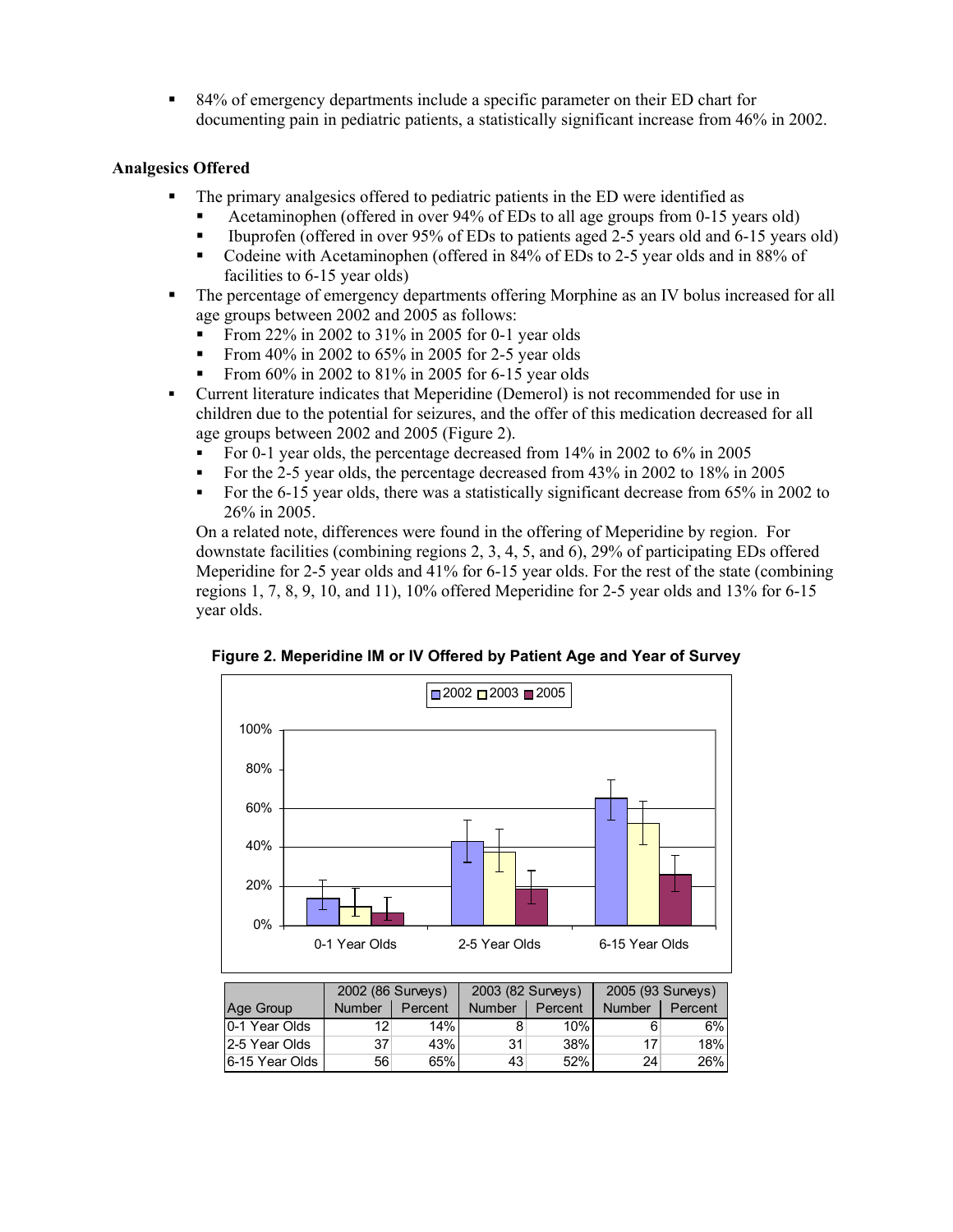- 84% of emergency departments include a specific parameter on their ED chart for documenting pain in pediatric patients, a statistically significant increase from 46% in 2002.

**Analgesics Offered**

- The primary analgesics offered to pediatric patients in the ED were identified as
  - Acetaminophen (offered in over 94% of EDs to all age groups from 0-15 years old)
  - Ibuprofen (offered in over 95% of EDs to patients aged 2-5 years old and 6-15 years old)
  - Codeine with Acetaminophen (offered in 84% of EDs to 2-5 year olds and in 88% of facilities to 6-15 year olds)
- The percentage of emergency departments offering Morphine as an IV bolus increased for all age groups between 2002 and 2005 as follows:
  - From 22% in 2002 to 31% in 2005 for 0-1 year olds
  - From 40% in 2002 to 65% in 2005 for 2-5 year olds
  - From 60% in 2002 to 81% in 2005 for 6-15 year olds
- Current literature indicates that Meperidine (Demerol) is not recommended for use in children due to the potential for seizures, and the offer of this medication decreased for all age groups between 2002 and 2005 (Figure 2).
  - For 0-1 year olds, the percentage decreased from 14% in 2002 to 6% in 2005
  - For the 2-5 year olds, the percentage decreased from 43% in 2002 to 18% in 2005
  - For the 6-15 year olds, there was a statistically significant decrease from 65% in 2002 to 26% in 2005.

  On a related note, differences were found in the offering of Meperidine by region. For downstate facilities (combining regions 2, 3, 4, 5, and 6), 29% of participating EDs offered Meperidine for 2-5 year olds and 41% for 6-15 year olds. For the rest of the state (combining regions 1, 7, 8, 9, 10, and 11), 10% offered Meperidine for 2-5 year olds and 13% for 6-15 year olds.

**Figure 2. Meperidine IM or IV Offered by Patient Age and Year of Survey**

| | 2002 (86 Surveys) | | 2003 (82 Surveys) | | 2005 (93 Surveys) | |
|---|---|---|---|---|---|---|
| Age Group | Number | Percent | Number | Percent | Number | Percent |
| 0-1 Year Olds | 12 | 14% | 8 | 10% | 6 | 6% |
| 2-5 Year Olds | 37 | 43% | 31 | 38% | 17 | 18% |
| 6-15 Year Olds | 56 | 65% | 43 | 52% | 24 | 26% |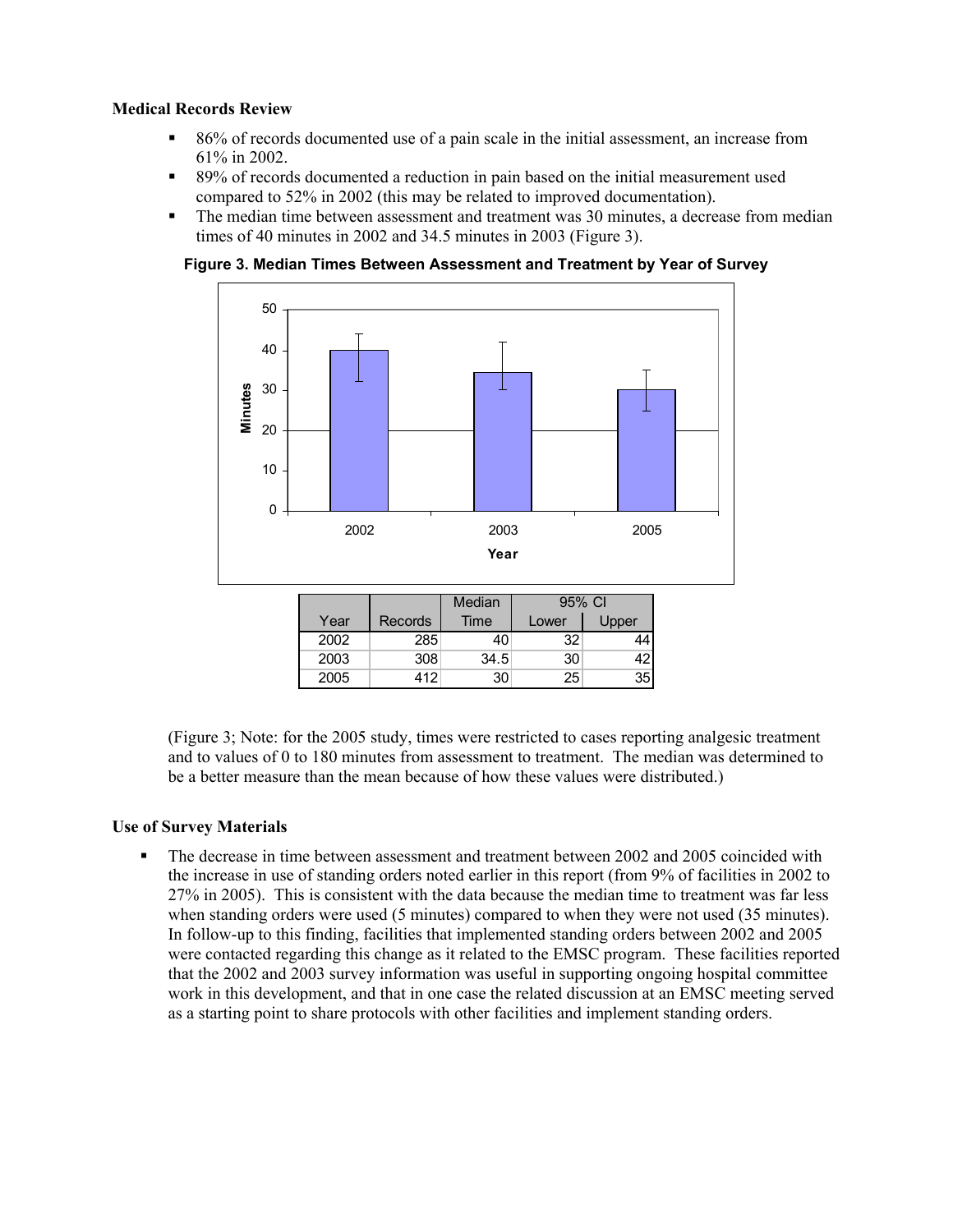**Medical Records Review**

- 86% of records documented use of a pain scale in the initial assessment, an increase from 61% in 2002.
- 89% of records documented a reduction in pain based on the initial measurement used compared to 52% in 2002 (this may be related to improved documentation).
- The median time between assessment and treatment was 30 minutes, a decrease from median times of 40 minutes in 2002 and 34.5 minutes in 2003 (Figure 3).

**Figure 3. Median Times Between Assessment and Treatment by Year of Survey**

50
40
30
20
10
0
Minutes
2002
2003
2005
Year

| Year | Records | Median Time | 95% CI Lower | 95% CI Upper |
|---|---|---|---|---|
| 2002 | 285 | 40 | 32 | 44 |
| 2003 | 308 | 34.5 | 30 | 42 |
| 2005 | 412 | 30 | 25 | 35 |

(Figure 3; Note: for the 2005 study, times were restricted to cases reporting analgesic treatment and to values of 0 to 180 minutes from assessment to treatment. The median was determined to be a better measure than the mean because of how these values were distributed.)

**Use of Survey Materials**

- The decrease in time between assessment and treatment between 2002 and 2005 coincided with the increase in use of standing orders noted earlier in this report (from 9% of facilities in 2002 to 27% in 2005). This is consistent with the data because the median time to treatment was far less when standing orders were used (5 minutes) compared to when they were not used (35 minutes). In follow-up to this finding, facilities that implemented standing orders between 2002 and 2005 were contacted regarding this change as it related to the EMSC program. These facilities reported that the 2002 and 2003 survey information was useful in supporting ongoing hospital committee work in this development, and that in one case the related discussion at an EMSC meeting served as a starting point to share protocols with other facilities and implement standing orders.